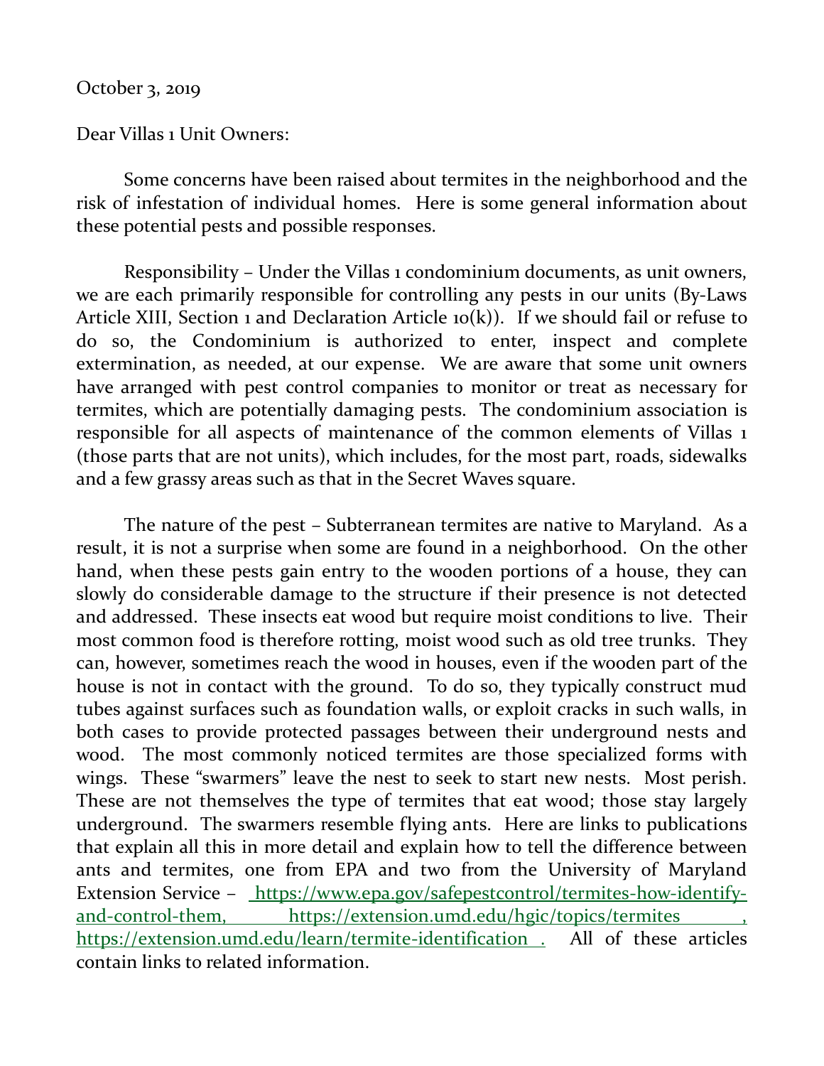October 3, 2019

Dear Villas 1 Unit Owners:

Some concerns have been raised about termites in the neighborhood and the risk of infestation of individual homes. Here is some general information about these potential pests and possible responses.

Responsibility – Under the Villas 1 condominium documents, as unit owners, we are each primarily responsible for controlling any pests in our units (By-Laws Article XIII, Section 1 and Declaration Article 10(k)). If we should fail or refuse to do so, the Condominium is authorized to enter, inspect and complete extermination, as needed, at our expense. We are aware that some unit owners have arranged with pest control companies to monitor or treat as necessary for termites, which are potentially damaging pests. The condominium association is responsible for all aspects of maintenance of the common elements of Villas 1 (those parts that are not units), which includes, for the most part, roads, sidewalks and a few grassy areas such as that in the Secret Waves square.

The nature of the pest – Subterranean termites are native to Maryland. As a result, it is not a surprise when some are found in a neighborhood. On the other hand, when these pests gain entry to the wooden portions of a house, they can slowly do considerable damage to the structure if their presence is not detected and addressed. These insects eat wood but require moist conditions to live. Their most common food is therefore rotting, moist wood such as old tree trunks. They can, however, sometimes reach the wood in houses, even if the wooden part of the house is not in contact with the ground. To do so, they typically construct mud tubes against surfaces such as foundation walls, or exploit cracks in such walls, in both cases to provide protected passages between their underground nests and wood. The most commonly noticed termites are those specialized forms with wings. These "swarmers" leave the nest to seek to start new nests. Most perish. These are not themselves the type of termites that eat wood; those stay largely underground. The swarmers resemble flying ants. Here are links to publications that explain all this in more detail and explain how to tell the difference between ants and termites, one from EPA and two from the University of Maryland Extension Service – https://www.epa.gov/safepestcontrol/termites-how-identify-and-control-them, https://extension.umd.edu/hgic/topics/termites, https://extension.umd.edu/learn/termite-identification. All of these articles contain links to related information.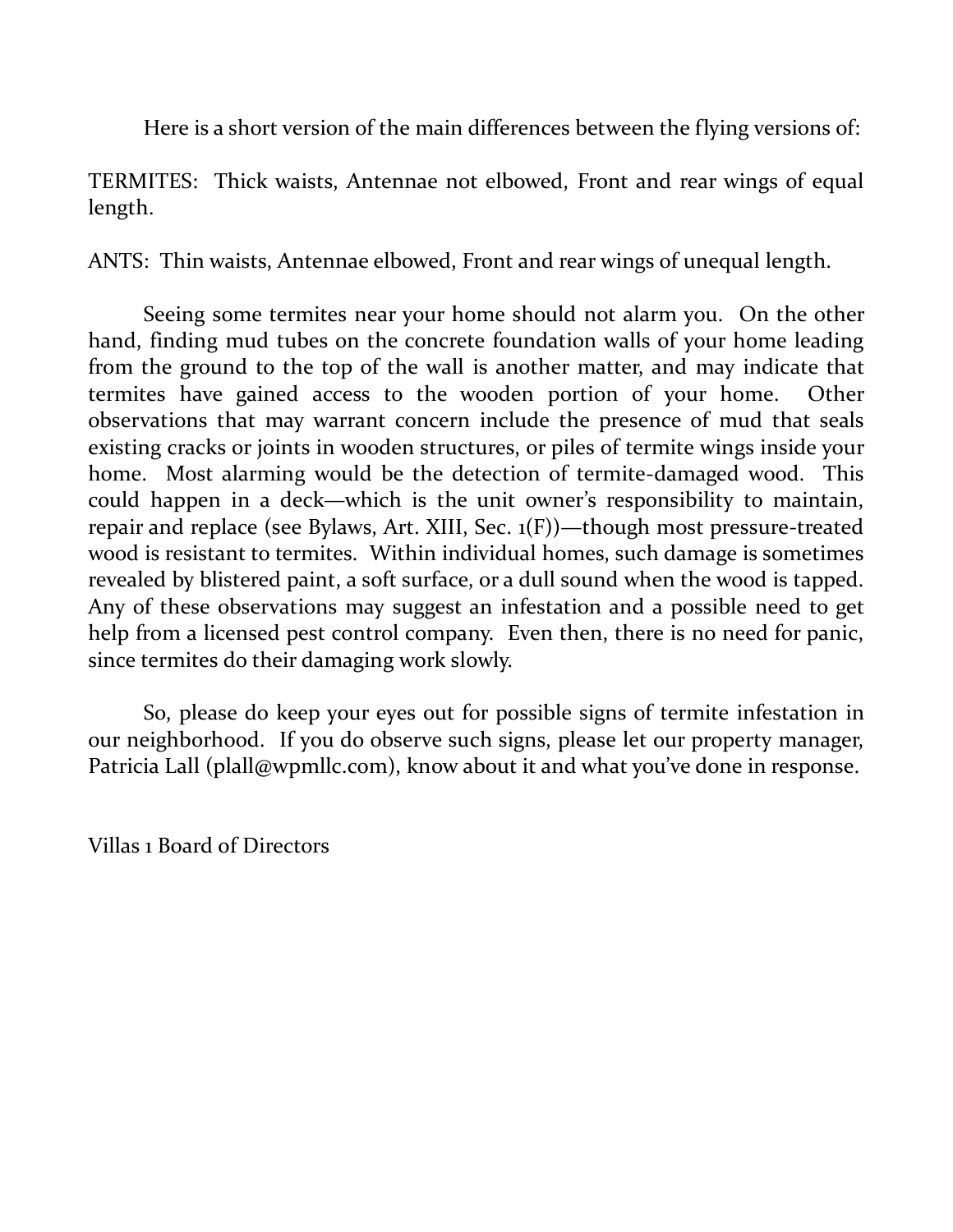Here is a short version of the main differences between the flying versions of:

TERMITES: Thick waists, Antennae not elbowed, Front and rear wings of equal length.

ANTS: Thin waists, Antennae elbowed, Front and rear wings of unequal length.

Seeing some termites near your home should not alarm you. On the other hand, finding mud tubes on the concrete foundation walls of your home leading from the ground to the top of the wall is another matter, and may indicate that termites have gained access to the wooden portion of your home. Other observations that may warrant concern include the presence of mud that seals existing cracks or joints in wooden structures, or piles of termite wings inside your home. Most alarming would be the detection of termite-damaged wood. This could happen in a deck—which is the unit owner's responsibility to maintain, repair and replace (see Bylaws, Art. XIII, Sec. 1(F))—though most pressure-treated wood is resistant to termites. Within individual homes, such damage is sometimes revealed by blistered paint, a soft surface, or a dull sound when the wood is tapped. Any of these observations may suggest an infestation and a possible need to get help from a licensed pest control company. Even then, there is no need for panic, since termites do their damaging work slowly.

So, please do keep your eyes out for possible signs of termite infestation in our neighborhood. If you do observe such signs, please let our property manager, Patricia Lall (plall@wpmllc.com), know about it and what you've done in response.

Villas 1 Board of Directors